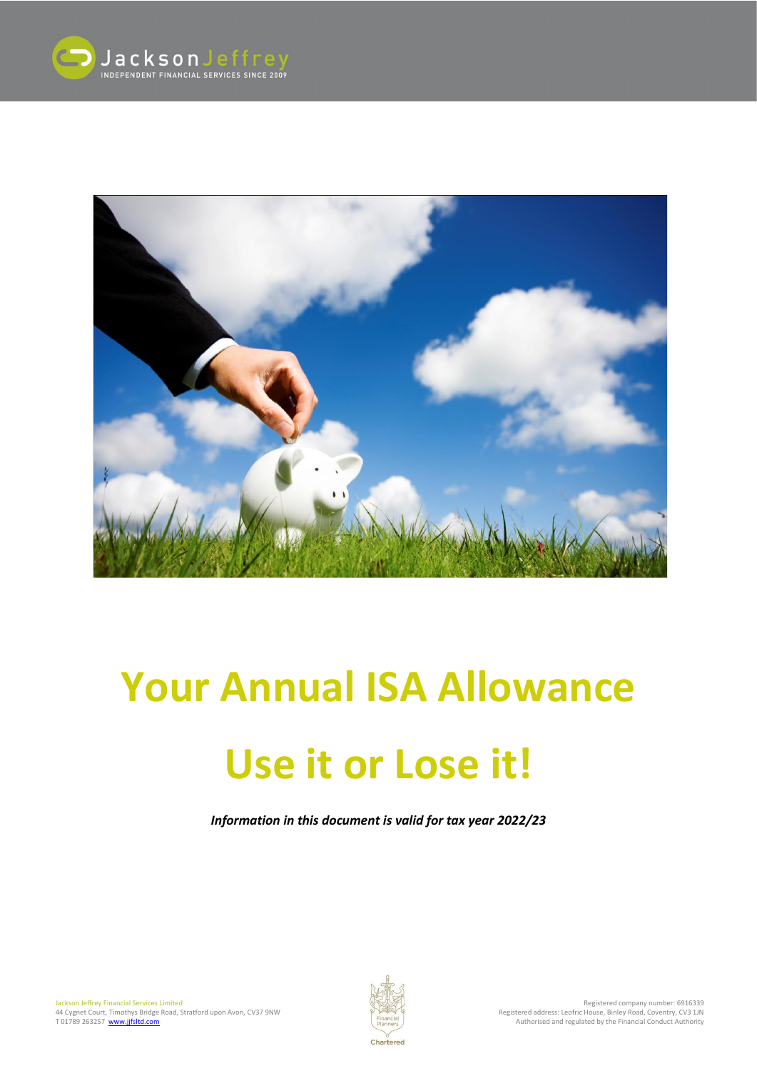# Your Annual ISA Allowance

# Use it or Lose it!

***Information in this document is valid for tax year 2022/23***

Jackson Jeffrey Financial Services Limited
44 Cygnet Court, Timothys Bridge Road, Stratford upon Avon, CV37 9NW
T 01789 263257 www.jjfsltd.com

Registered company number: 6916339
Registered address: Leofric House, Binley Road, Coventry, CV3 1JN
Authorised and regulated by the Financial Conduct Authority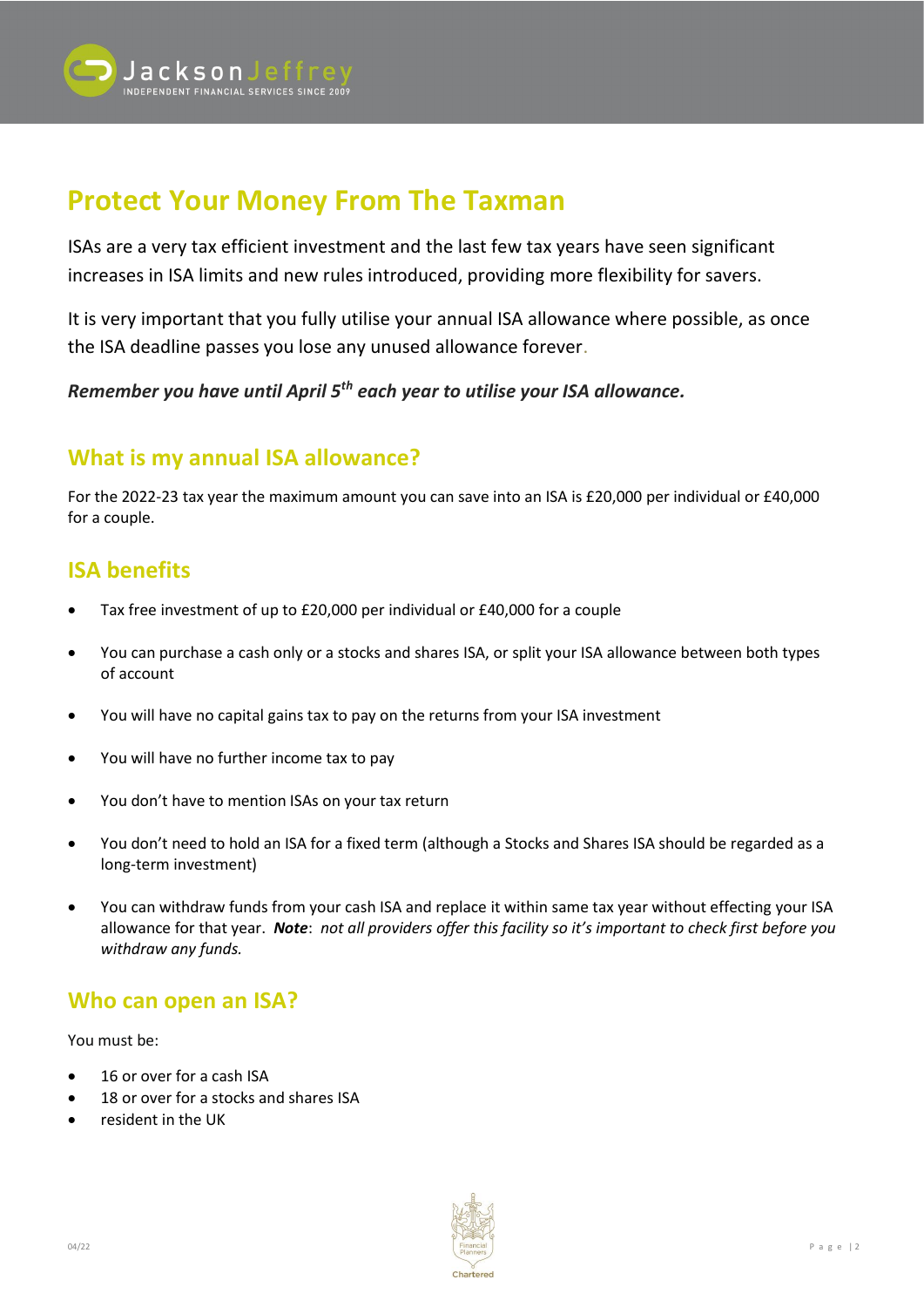# Protect Your Money From The Taxman

ISAs are a very tax efficient investment and the last few tax years have seen significant increases in ISA limits and new rules introduced, providing more flexibility for savers.

It is very important that you fully utilise your annual ISA allowance where possible, as once the ISA deadline passes you lose any unused allowance forever.

***Remember you have until April 5th each year to utilise your ISA allowance.***

## What is my annual ISA allowance?

For the 2022-23 tax year the maximum amount you can save into an ISA is £20,000 per individual or £40,000 for a couple.

## ISA benefits

- Tax free investment of up to £20,000 per individual or £40,000 for a couple
- You can purchase a cash only or a stocks and shares ISA, or split your ISA allowance between both types of account
- You will have no capital gains tax to pay on the returns from your ISA investment
- You will have no further income tax to pay
- You don't have to mention ISAs on your tax return
- You don't need to hold an ISA for a fixed term (although a Stocks and Shares ISA should be regarded as a long-term investment)
- You can withdraw funds from your cash ISA and replace it within same tax year without effecting your ISA allowance for that year. ***Note***: *not all providers offer this facility so it's important to check first before you withdraw any funds.*

## Who can open an ISA?

You must be:

- 16 or over for a cash ISA
- 18 or over for a stocks and shares ISA
- resident in the UK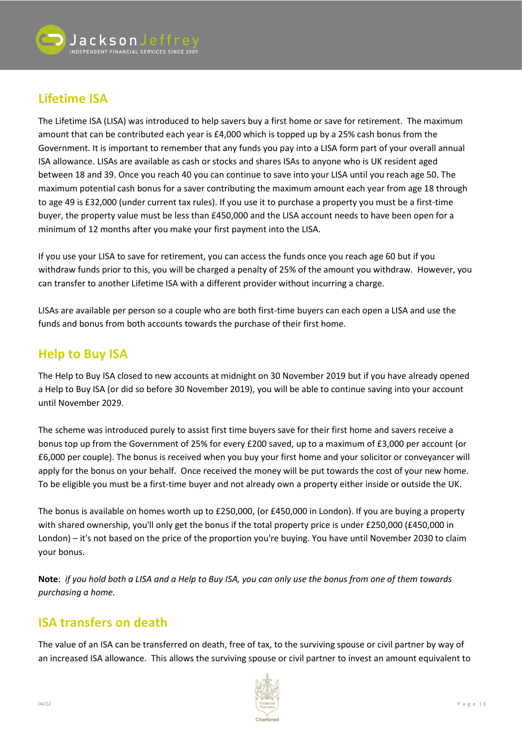## Lifetime ISA

The Lifetime ISA (LISA) was introduced to help savers buy a first home or save for retirement. The maximum amount that can be contributed each year is £4,000 which is topped up by a 25% cash bonus from the Government. It is important to remember that any funds you pay into a LISA form part of your overall annual ISA allowance. LISAs are available as cash or stocks and shares ISAs to anyone who is UK resident aged between 18 and 39. Once you reach 40 you can continue to save into your LISA until you reach age 50. The maximum potential cash bonus for a saver contributing the maximum amount each year from age 18 through to age 49 is £32,000 (under current tax rules). If you use it to purchase a property you must be a first-time buyer, the property value must be less than £450,000 and the LISA account needs to have been open for a minimum of 12 months after you make your first payment into the LISA.

If you use your LISA to save for retirement, you can access the funds once you reach age 60 but if you withdraw funds prior to this, you will be charged a penalty of 25% of the amount you withdraw. However, you can transfer to another Lifetime ISA with a different provider without incurring a charge.

LISAs are available per person so a couple who are both first-time buyers can each open a LISA and use the funds and bonus from both accounts towards the purchase of their first home.

## Help to Buy ISA

The Help to Buy ISA closed to new accounts at midnight on 30 November 2019 but if you have already opened a Help to Buy ISA (or did so before 30 November 2019), you will be able to continue saving into your account until November 2029.

The scheme was introduced purely to assist first time buyers save for their first home and savers receive a bonus top up from the Government of 25% for every £200 saved, up to a maximum of £3,000 per account (or £6,000 per couple). The bonus is received when you buy your first home and your solicitor or conveyancer will apply for the bonus on your behalf. Once received the money will be put towards the cost of your new home. To be eligible you must be a first-time buyer and not already own a property either inside or outside the UK.

The bonus is available on homes worth up to £250,000, (or £450,000 in London). If you are buying a property with shared ownership, you'll only get the bonus if the total property price is under £250,000 (£450,000 in London) – it's not based on the price of the proportion you're buying. You have until November 2030 to claim your bonus.

**Note**: *if you hold both a LISA and a Help to Buy ISA, you can only use the bonus from one of them towards purchasing a home.*

## ISA transfers on death

The value of an ISA can be transferred on death, free of tax, to the surviving spouse or civil partner by way of an increased ISA allowance. This allows the surviving spouse or civil partner to invest an amount equivalent to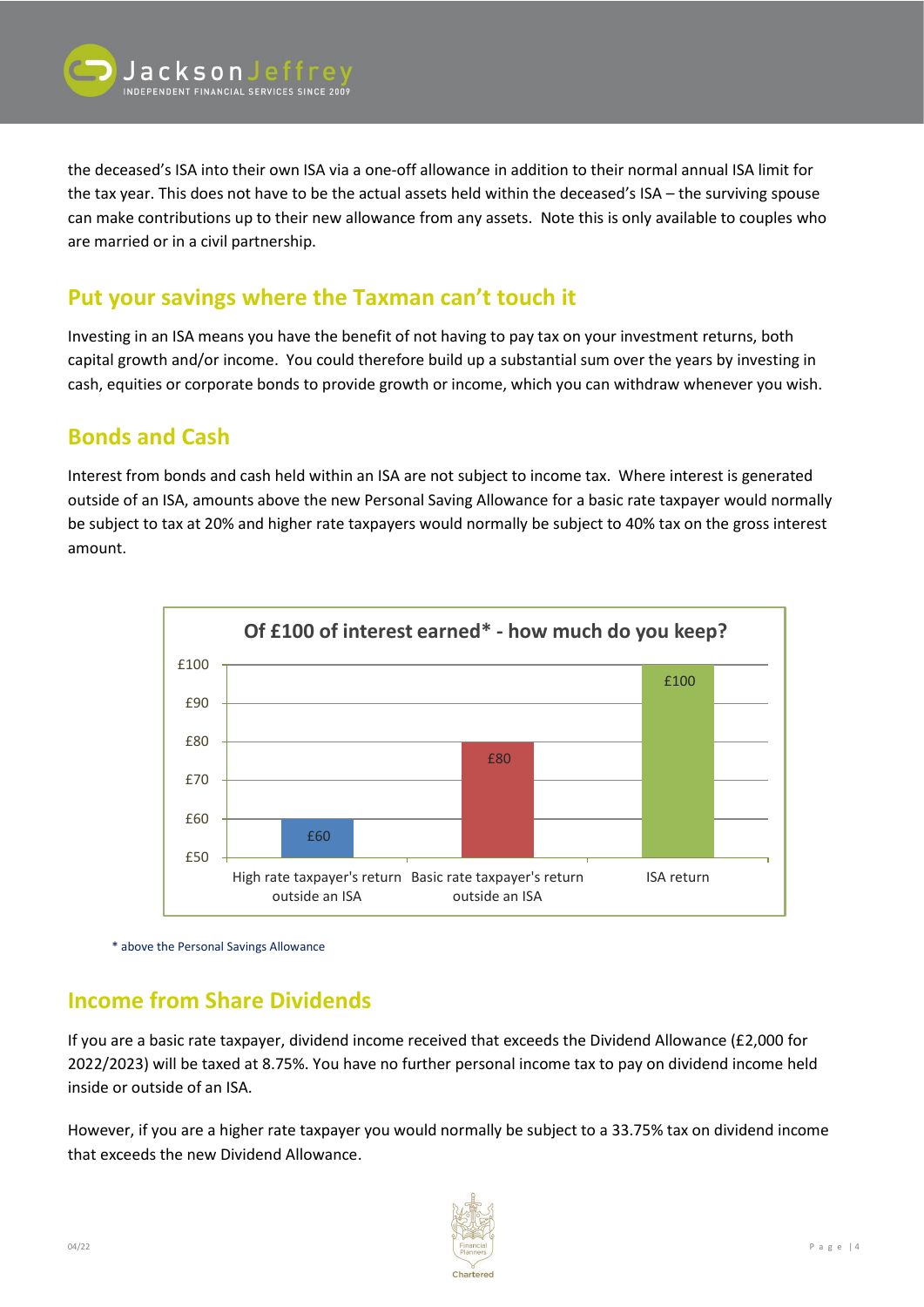the deceased's ISA into their own ISA via a one-off allowance in addition to their normal annual ISA limit for the tax year. This does not have to be the actual assets held within the deceased's ISA – the surviving spouse can make contributions up to their new allowance from any assets. Note this is only available to couples who are married or in a civil partnership.

## Put your savings where the Taxman can't touch it

Investing in an ISA means you have the benefit of not having to pay tax on your investment returns, both capital growth and/or income. You could therefore build up a substantial sum over the years by investing in cash, equities or corporate bonds to provide growth or income, which you can withdraw whenever you wish.

## Bonds and Cash

Interest from bonds and cash held within an ISA are not subject to income tax. Where interest is generated outside of an ISA, amounts above the new Personal Saving Allowance for a basic rate taxpayer would normally be subject to tax at 20% and higher rate taxpayers would normally be subject to 40% tax on the gross interest amount.

**Of £100 of interest earned* - how much do you keep?**

| | Amount kept |
|---|---|
| High rate taxpayer's return outside an ISA | £60 |
| Basic rate taxpayer's return outside an ISA | £80 |
| ISA return | £100 |

* above the Personal Savings Allowance

## Income from Share Dividends

If you are a basic rate taxpayer, dividend income received that exceeds the Dividend Allowance (£2,000 for 2022/2023) will be taxed at 8.75%. You have no further personal income tax to pay on dividend income held inside or outside of an ISA.

However, if you are a higher rate taxpayer you would normally be subject to a 33.75% tax on dividend income that exceeds the new Dividend Allowance.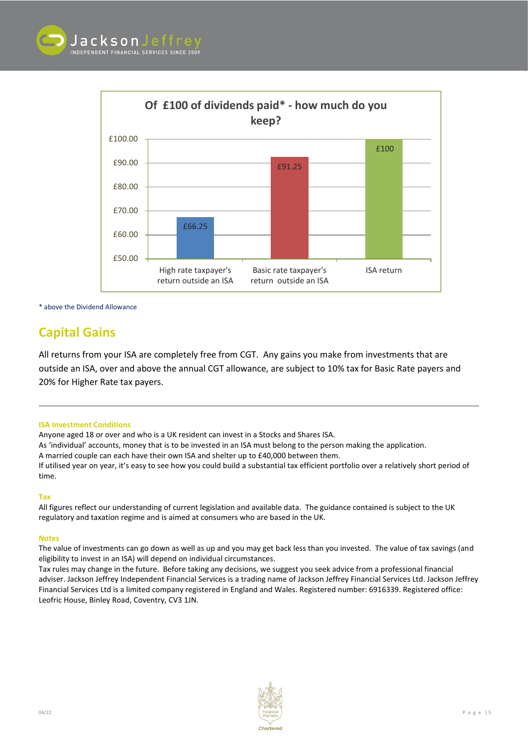Of £100 of dividends paid* - how much do you keep?

£100.00
£90.00
£80.00
£70.00
£60.00
£50.00

£66.25
£91.25
£100

High rate taxpayer's return outside an ISA
Basic rate taxpayer's return outside an ISA
ISA return

* above the Dividend Allowance

## Capital Gains

All returns from your ISA are completely free from CGT. Any gains you make from investments that are outside an ISA, over and above the annual CGT allowance, are subject to 10% tax for Basic Rate payers and 20% for Higher Rate tax payers.

---

#### ISA Investment Conditions

Anyone aged 18 or over and who is a UK resident can invest in a Stocks and Shares ISA.
As 'individual' accounts, money that is to be invested in an ISA must belong to the person making the application.
A married couple can each have their own ISA and shelter up to £40,000 between them.
If utilised year on year, it's easy to see how you could build a substantial tax efficient portfolio over a relatively short period of time.

#### Tax

All figures reflect our understanding of current legislation and available data. The guidance contained is subject to the UK regulatory and taxation regime and is aimed at consumers who are based in the UK.

#### Notes

The value of investments can go down as well as up and you may get back less than you invested. The value of tax savings (and eligibility to invest in an ISA) will depend on individual circumstances.
Tax rules may change in the future. Before taking any decisions, we suggest you seek advice from a professional financial adviser. Jackson Jeffrey Independent Financial Services is a trading name of Jackson Jeffrey Financial Services Ltd. Jackson Jeffrey Financial Services Ltd is a limited company registered in England and Wales. Registered number: 6916339. Registered office: Leofric House, Binley Road, Coventry, CV3 1JN.